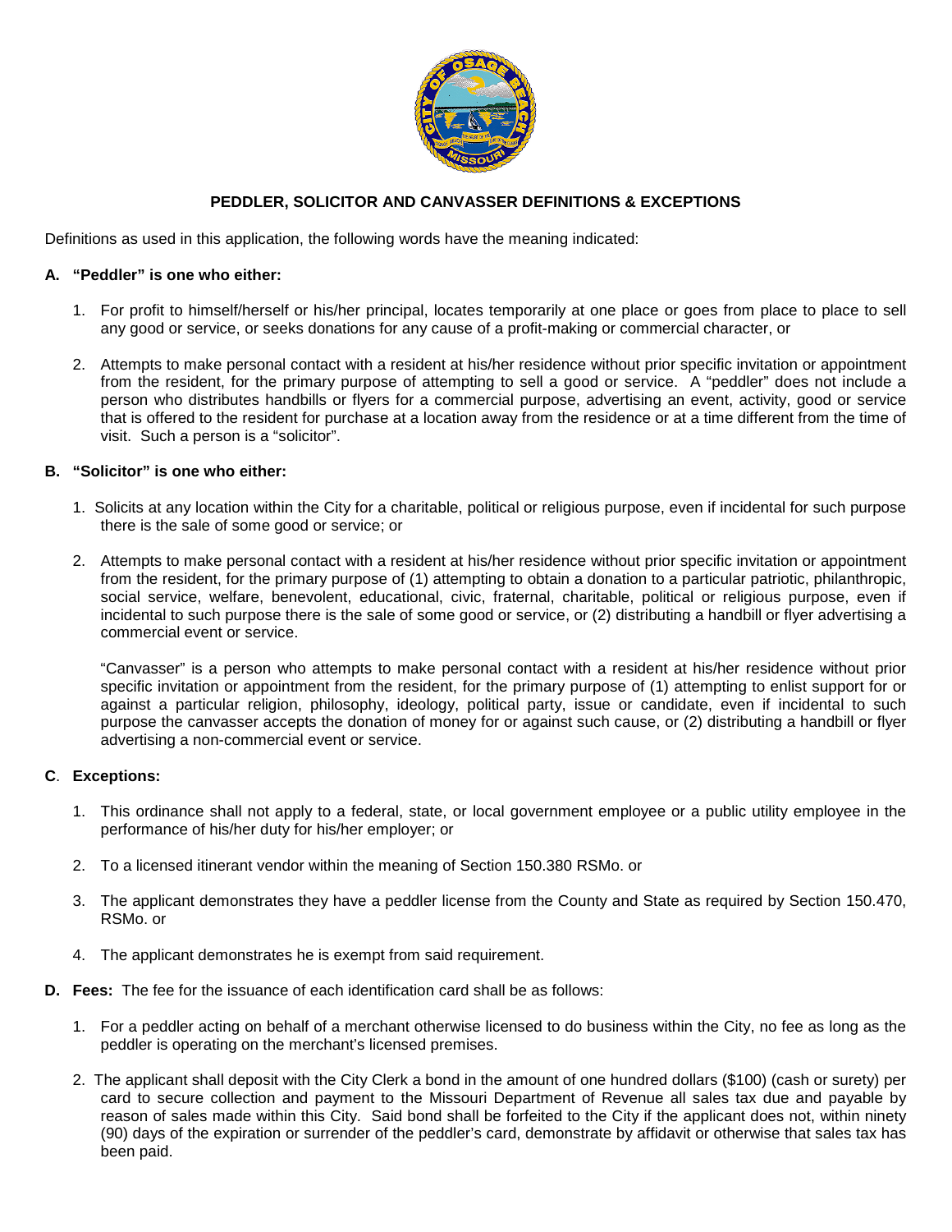## PEDDLER, SOLICITOR AND CANVASSER DEFINITIONS & EXCEPTIONS

Definitions as used in this application, the following words have the meaning indicated:

**A. "Peddler" is one who either:**

1. For profit to himself/herself or his/her principal, locates temporarily at one place or goes from place to place to sell any good or service, or seeks donations for any cause of a profit-making or commercial character, or

2. Attempts to make personal contact with a resident at his/her residence without prior specific invitation or appointment from the resident, for the primary purpose of attempting to sell a good or service. A "peddler" does not include a person who distributes handbills or flyers for a commercial purpose, advertising an event, activity, good or service that is offered to the resident for purchase at a location away from the residence or at a time different from the time of visit. Such a person is a "solicitor".

**B. "Solicitor" is one who either:**

1. Solicits at any location within the City for a charitable, political or religious purpose, even if incidental for such purpose there is the sale of some good or service; or

2. Attempts to make personal contact with a resident at his/her residence without prior specific invitation or appointment from the resident, for the primary purpose of (1) attempting to obtain a donation to a particular patriotic, philanthropic, social service, welfare, benevolent, educational, civic, fraternal, charitable, political or religious purpose, even if incidental to such purpose there is the sale of some good or service, or (2) distributing a handbill or flyer advertising a commercial event or service.

   "Canvasser" is a person who attempts to make personal contact with a resident at his/her residence without prior specific invitation or appointment from the resident, for the primary purpose of (1) attempting to enlist support for or against a particular religion, philosophy, ideology, political party, issue or candidate, even if incidental to such purpose the canvasser accepts the donation of money for or against such cause, or (2) distributing a handbill or flyer advertising a non-commercial event or service.

**C. Exceptions:**

1. This ordinance shall not apply to a federal, state, or local government employee or a public utility employee in the performance of his/her duty for his/her employer; or

2. To a licensed itinerant vendor within the meaning of Section 150.380 RSMo. or

3. The applicant demonstrates they have a peddler license from the County and State as required by Section 150.470, RSMo. or

4. The applicant demonstrates he is exempt from said requirement.

**D. Fees:** The fee for the issuance of each identification card shall be as follows:

1. For a peddler acting on behalf of a merchant otherwise licensed to do business within the City, no fee as long as the peddler is operating on the merchant's licensed premises.

2. The applicant shall deposit with the City Clerk a bond in the amount of one hundred dollars ($100) (cash or surety) per card to secure collection and payment to the Missouri Department of Revenue all sales tax due and payable by reason of sales made within this City. Said bond shall be forfeited to the City if the applicant does not, within ninety (90) days of the expiration or surrender of the peddler's card, demonstrate by affidavit or otherwise that sales tax has been paid.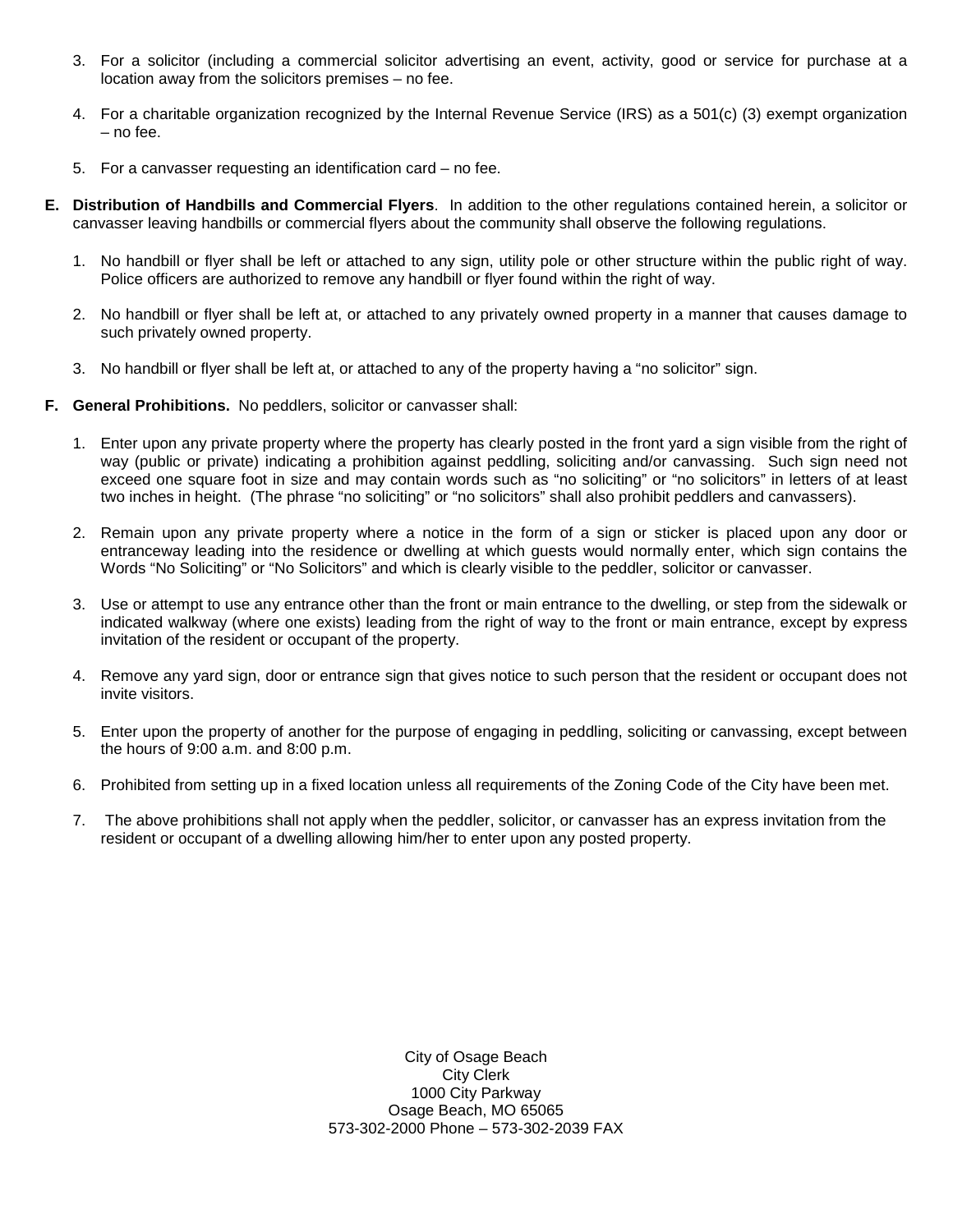3. For a solicitor (including a commercial solicitor advertising an event, activity, good or service for purchase at a location away from the solicitors premises – no fee.

4. For a charitable organization recognized by the Internal Revenue Service (IRS) as a 501(c) (3) exempt organization – no fee.

5. For a canvasser requesting an identification card – no fee.

**E. Distribution of Handbills and Commercial Flyers**. In addition to the other regulations contained herein, a solicitor or canvasser leaving handbills or commercial flyers about the community shall observe the following regulations.

1. No handbill or flyer shall be left or attached to any sign, utility pole or other structure within the public right of way. Police officers are authorized to remove any handbill or flyer found within the right of way.

2. No handbill or flyer shall be left at, or attached to any privately owned property in a manner that causes damage to such privately owned property.

3. No handbill or flyer shall be left at, or attached to any of the property having a "no solicitor" sign.

**F. General Prohibitions.** No peddlers, solicitor or canvasser shall:

1. Enter upon any private property where the property has clearly posted in the front yard a sign visible from the right of way (public or private) indicating a prohibition against peddling, soliciting and/or canvassing. Such sign need not exceed one square foot in size and may contain words such as "no soliciting" or "no solicitors" in letters of at least two inches in height. (The phrase "no soliciting" or "no solicitors" shall also prohibit peddlers and canvassers).

2. Remain upon any private property where a notice in the form of a sign or sticker is placed upon any door or entranceway leading into the residence or dwelling at which guests would normally enter, which sign contains the Words "No Soliciting" or "No Solicitors" and which is clearly visible to the peddler, solicitor or canvasser.

3. Use or attempt to use any entrance other than the front or main entrance to the dwelling, or step from the sidewalk or indicated walkway (where one exists) leading from the right of way to the front or main entrance, except by express invitation of the resident or occupant of the property.

4. Remove any yard sign, door or entrance sign that gives notice to such person that the resident or occupant does not invite visitors.

5. Enter upon the property of another for the purpose of engaging in peddling, soliciting or canvassing, except between the hours of 9:00 a.m. and 8:00 p.m.

6. Prohibited from setting up in a fixed location unless all requirements of the Zoning Code of the City have been met.

7. The above prohibitions shall not apply when the peddler, solicitor, or canvasser has an express invitation from the resident or occupant of a dwelling allowing him/her to enter upon any posted property.

City of Osage Beach
City Clerk
1000 City Parkway
Osage Beach, MO 65065
573-302-2000 Phone – 573-302-2039 FAX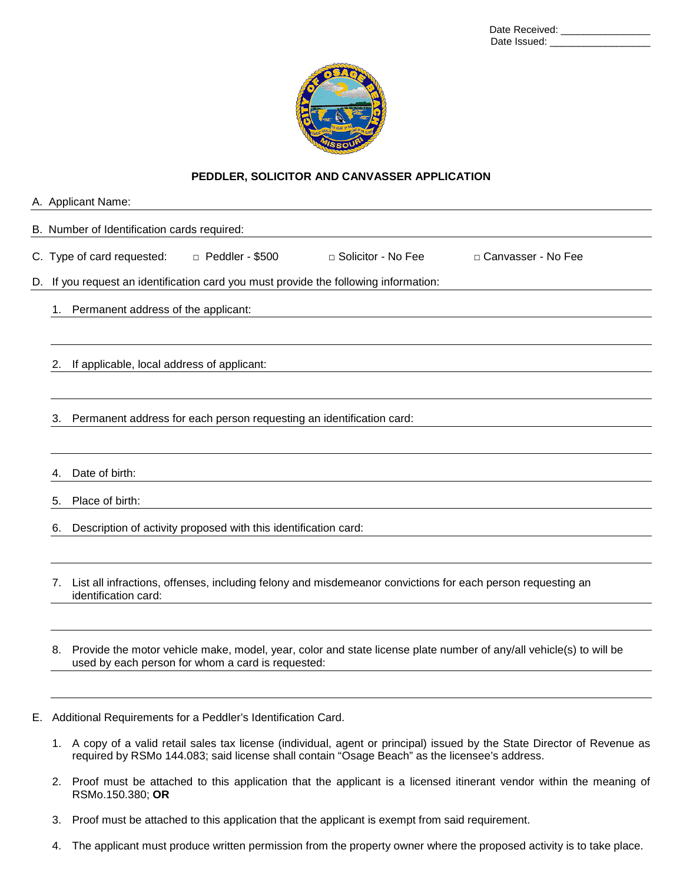Date Received: ________________
Date Issued: __________________

**PEDDLER, SOLICITOR AND CANVASSER APPLICATION**

A. Applicant Name: ______________________________

B. Number of Identification cards required: ______________________________

C. Type of card requested: □ Peddler - $500 □ Solicitor - No Fee □ Canvasser - No Fee

D. If you request an identification card you must provide the following information:

1. Permanent address of the applicant: ______________________________

2. If applicable, local address of applicant: ______________________________

3. Permanent address for each person requesting an identification card: ______________________________

4. Date of birth: ______________________________

5. Place of birth: ______________________________

6. Description of activity proposed with this identification card: ______________________________

7. List all infractions, offenses, including felony and misdemeanor convictions for each person requesting an identification card: ______________________________

8. Provide the motor vehicle make, model, year, color and state license plate number of any/all vehicle(s) to will be used by each person for whom a card is requested: ______________________________

E. Additional Requirements for a Peddler's Identification Card.

1. A copy of a valid retail sales tax license (individual, agent or principal) issued by the State Director of Revenue as required by RSMo 144.083; said license shall contain "Osage Beach" as the licensee's address.

2. Proof must be attached to this application that the applicant is a licensed itinerant vendor within the meaning of RSMo.150.380; **OR**

3. Proof must be attached to this application that the applicant is exempt from said requirement.

4. The applicant must produce written permission from the property owner where the proposed activity is to take place.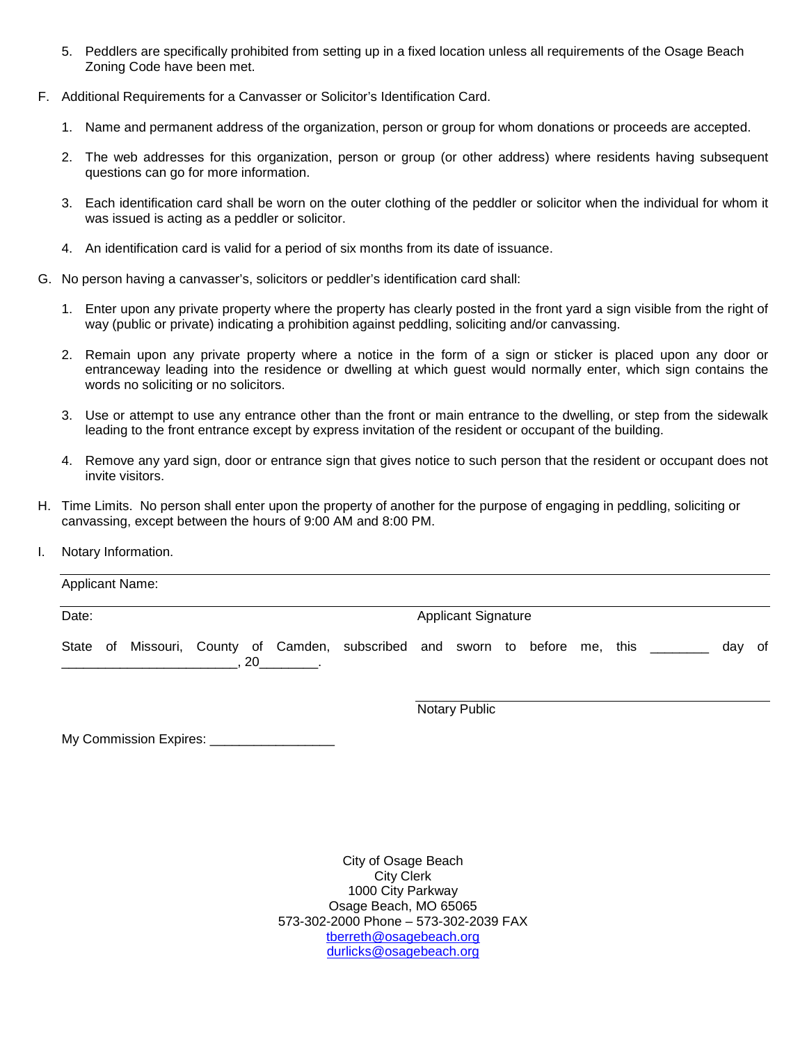5. Peddlers are specifically prohibited from setting up in a fixed location unless all requirements of the Osage Beach Zoning Code have been met.

F. Additional Requirements for a Canvasser or Solicitor's Identification Card.

   1. Name and permanent address of the organization, person or group for whom donations or proceeds are accepted.

   2. The web addresses for this organization, person or group (or other address) where residents having subsequent questions can go for more information.

   3. Each identification card shall be worn on the outer clothing of the peddler or solicitor when the individual for whom it was issued is acting as a peddler or solicitor.

   4. An identification card is valid for a period of six months from its date of issuance.

G. No person having a canvasser's, solicitors or peddler's identification card shall:

   1. Enter upon any private property where the property has clearly posted in the front yard a sign visible from the right of way (public or private) indicating a prohibition against peddling, soliciting and/or canvassing.

   2. Remain upon any private property where a notice in the form of a sign or sticker is placed upon any door or entranceway leading into the residence or dwelling at which guest would normally enter, which sign contains the words no soliciting or no solicitors.

   3. Use or attempt to use any entrance other than the front or main entrance to the dwelling, or step from the sidewalk leading to the front entrance except by express invitation of the resident or occupant of the building.

   4. Remove any yard sign, door or entrance sign that gives notice to such person that the resident or occupant does not invite visitors.

H. Time Limits. No person shall enter upon the property of another for the purpose of engaging in peddling, soliciting or canvassing, except between the hours of 9:00 AM and 8:00 PM.

I. Notary Information.

Applicant Name:

Date: Applicant Signature

State of Missouri, County of Camden, subscribed and sworn to before me, this ________ day of ________________________, 20________.

Notary Public

My Commission Expires: _________________

City of Osage Beach
City Clerk
1000 City Parkway
Osage Beach, MO 65065
573-302-2000 Phone – 573-302-2039 FAX
tberreth@osagebeach.org
durlicks@osagebeach.org